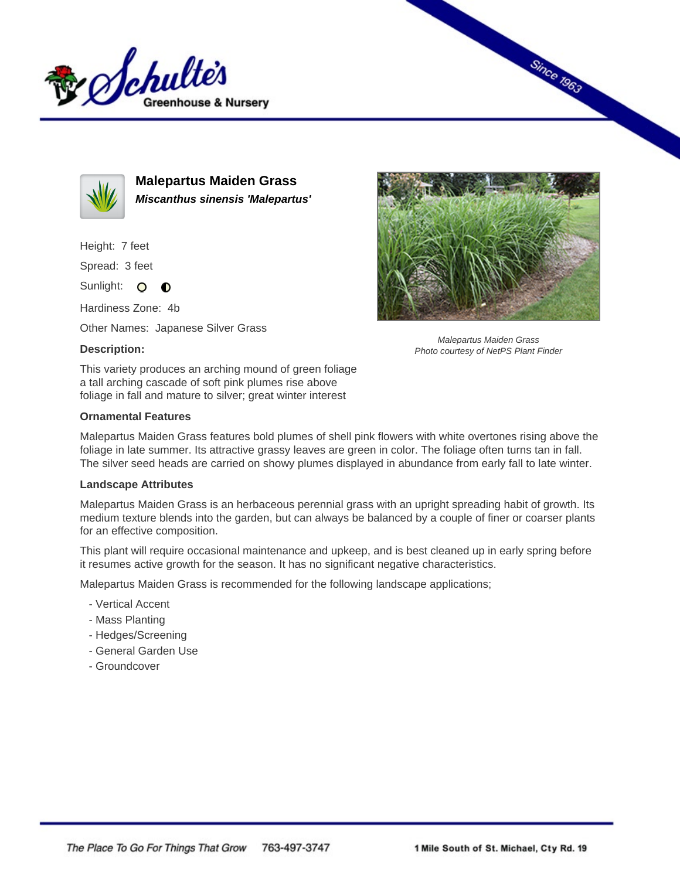Schulte's Greenhouse & Nursery

Since 1963

## Malepartus Maiden Grass

***Miscanthus sinensis 'Malepartus'***

Height: 7 feet

Spread: 3 feet

Sunlight:

Hardiness Zone: 4b

Other Names: Japanese Silver Grass

*Malepartus Maiden Grass*
*Photo courtesy of NetPS Plant Finder*

**Description:**

This variety produces an arching mound of green foliage a tall arching cascade of soft pink plumes rise above foliage in fall and mature to silver; great winter interest

**Ornamental Features**

Malepartus Maiden Grass features bold plumes of shell pink flowers with white overtones rising above the foliage in late summer. Its attractive grassy leaves are green in color. The foliage often turns tan in fall. The silver seed heads are carried on showy plumes displayed in abundance from early fall to late winter.

**Landscape Attributes**

Malepartus Maiden Grass is an herbaceous perennial grass with an upright spreading habit of growth. Its medium texture blends into the garden, but can always be balanced by a couple of finer or coarser plants for an effective composition.

This plant will require occasional maintenance and upkeep, and is best cleaned up in early spring before it resumes active growth for the season. It has no significant negative characteristics.

Malepartus Maiden Grass is recommended for the following landscape applications;

- Vertical Accent
- Mass Planting
- Hedges/Screening
- General Garden Use
- Groundcover

*The Place To Go For Things That Grow* 763-497-3747 **1 Mile South of St. Michael, Cty Rd. 19**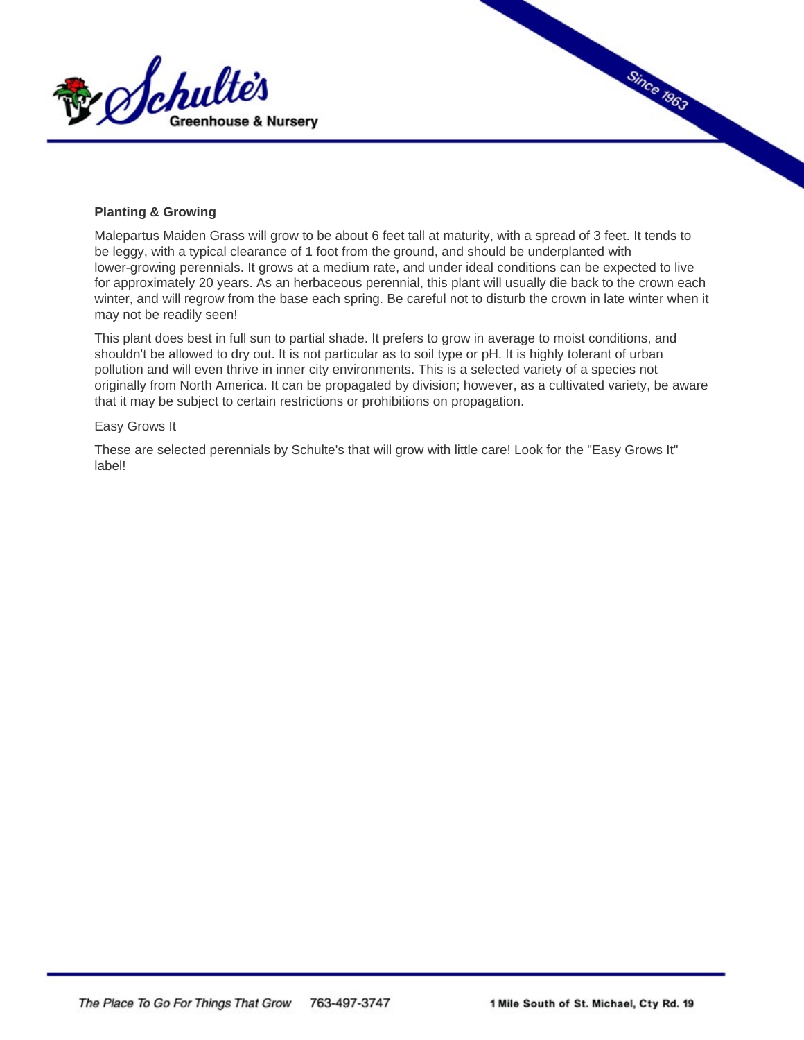### Planting & Growing

Malepartus Maiden Grass will grow to be about 6 feet tall at maturity, with a spread of 3 feet. It tends to be leggy, with a typical clearance of 1 foot from the ground, and should be underplanted with lower-growing perennials. It grows at a medium rate, and under ideal conditions can be expected to live for approximately 20 years. As an herbaceous perennial, this plant will usually die back to the crown each winter, and will regrow from the base each spring. Be careful not to disturb the crown in late winter when it may not be readily seen!

This plant does best in full sun to partial shade. It prefers to grow in average to moist conditions, and shouldn't be allowed to dry out. It is not particular as to soil type or pH. It is highly tolerant of urban pollution and will even thrive in inner city environments. This is a selected variety of a species not originally from North America. It can be propagated by division; however, as a cultivated variety, be aware that it may be subject to certain restrictions or prohibitions on propagation.

Easy Grows It

These are selected perennials by Schulte's that will grow with little care! Look for the "Easy Grows It" label!